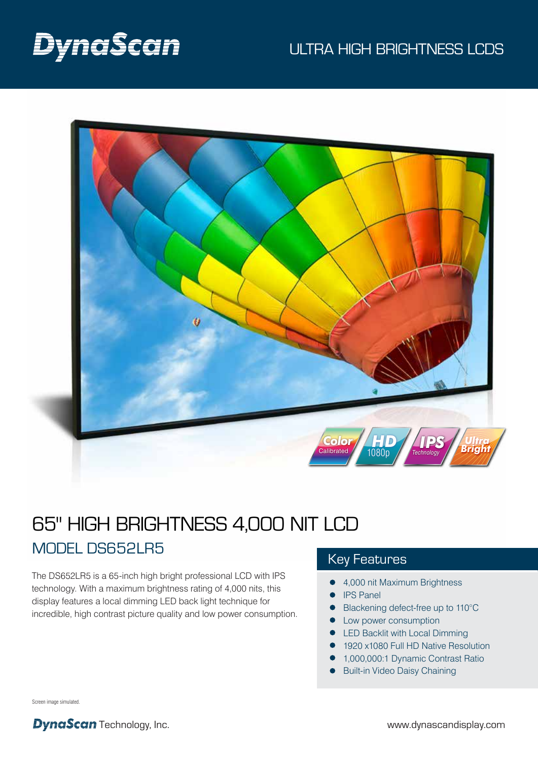# DynaScan

ULTRA HIGH BRIGHTNESS LCDS

Color Calibrated | HD 1080p | IPS Technology | Ultra Bright

# 65" HIGH BRIGHTNESS 4,000 NIT LCD

## MODEL DS652LR5

The DS652LR5 is a 65-inch high bright professional LCD with IPS technology. With a maximum brightness rating of 4,000 nits, this display features a local dimming LED back light technique for incredible, high contrast picture quality and low power consumption.

## Key Features

- 4,000 nit Maximum Brightness
- IPS Panel
- Blackening defect-free up to 110°C
- Low power consumption
- LED Backlit with Local Dimming
- 1920 x1080 Full HD Native Resolution
- 1,000,000:1 Dynamic Contrast Ratio
- Built-in Video Daisy Chaining

Screen image simulated.

DynaScan Technology, Inc.

www.dynascandisplay.com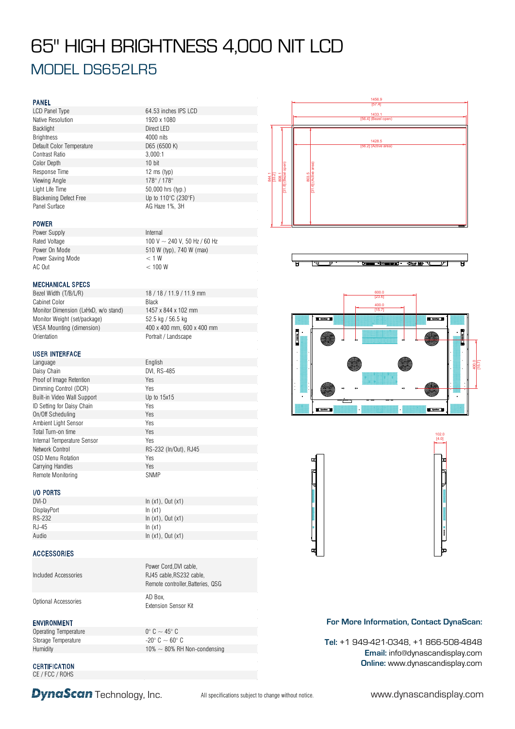# 65" HIGH BRIGHTNESS 4,000 NIT LCD

## MODEL DS652LR5

### PANEL

| | |
|---|---|
| LCD Panel Type | 64.53 inches IPS LCD |
| Native Resolution | 1920 x 1080 |
| Backlight | Direct LED |
| Brightness | 4000 nits |
| Default Color Temperature | D65 (6500 K) |
| Contrast Ratio | 3,000:1 |
| Color Depth | 10 bit |
| Response Time | 12 ms (typ) |
| Viewing Angle | 178° / 178° |
| Light Life Time | 50,000 hrs (typ.) |
| Blackening Defect Free | Up to 110°C (230°F) |
| Panel Surface | AG Haze 1%, 3H |

### POWER

| | |
|---|---|
| Power Supply | Internal |
| Rated Voltage | 100 V ~ 240 V, 50 Hz / 60 Hz |
| Power On Mode | 510 W (typ), 740 W (max) |
| Power Saving Mode | < 1 W |
| AC Out | < 100 W |

### MECHANICAL SPECS

| | |
|---|---|
| Bezel Width (T/B/L/R) | 18 / 18 / 11.9 / 11.9 mm |
| Cabinet Color | Black |
| Monitor Dimension (LxHxD, w/o stand) | 1457 x 844 x 102 mm |
| Monitor Weight (set/package) | 52.5 kg / 56.5 kg |
| VESA Mounting (dimension) | 400 x 400 mm, 600 x 400 mm |
| Orientation | Portrait / Landscape |

### USER INTERFACE

| | |
|---|---|
| Language | English |
| Daisy Chain | DVI, RS-485 |
| Proof of Image Retention | Yes |
| Dimming Control (DCR) | Yes |
| Built-in Video Wall Support | Up to 15x15 |
| ID Setting for Daisy Chain | Yes |
| On/Off Scheduling | Yes |
| Ambient Light Sensor | Yes |
| Total Turn-on time | Yes |
| Internal Temperature Sensor | Yes |
| Network Control | RS-232 (In/Out), RJ45 |
| OSD Menu Rotation | Yes |
| Carrying Handles | Yes |
| Remote Monitoring | SNMP |

### I/O PORTS

| | |
|---|---|
| DVI-D | In (x1), Out (x1) |
| DisplayPort | In (x1) |
| RS-232 | In (x1), Out (x1) |
| RJ-45 | In (x1) |
| Audio | In (x1), Out (x1) |

### ACCESSORIES

| | |
|---|---|
| Included Accessories | Power Cord, DVI cable, RJ45 cable, RS232 cable, Remote controller, Batteries, QSG |
| Optional Accessories | AD Box, Extension Sensor Kit |

### ENVIRONMENT

| | |
|---|---|
| Operating Temperature | 0° C ~ 45° C |
| Storage Temperature | -20° C ~ 60° C |
| Humidity | 10% ~ 80% RH Non-condensing |

### CERTIFICATION

CE / FCC / ROHS

1456.9
[57.4]
1433.1
[56.4] (Bezel open)
1428.5
[56.2] (Active area)
844.1
[33.2]
808.1
[31.8] (Bezel open)
803.5
[31.6] (Active area)

600.0
[23.6]
400.0
[15.7]
400.0
[15.7]

102.0
[4.0]

**For More Information, Contact DynaScan:**

**Tel:** +1 949-421-0348, +1 866-508-4848
**Email:** info@dynascandisplay.com
**Online:** www.dynascandisplay.com

**DynaScan** Technology, Inc.

All specifications subject to change without notice.

www.dynascandisplay.com